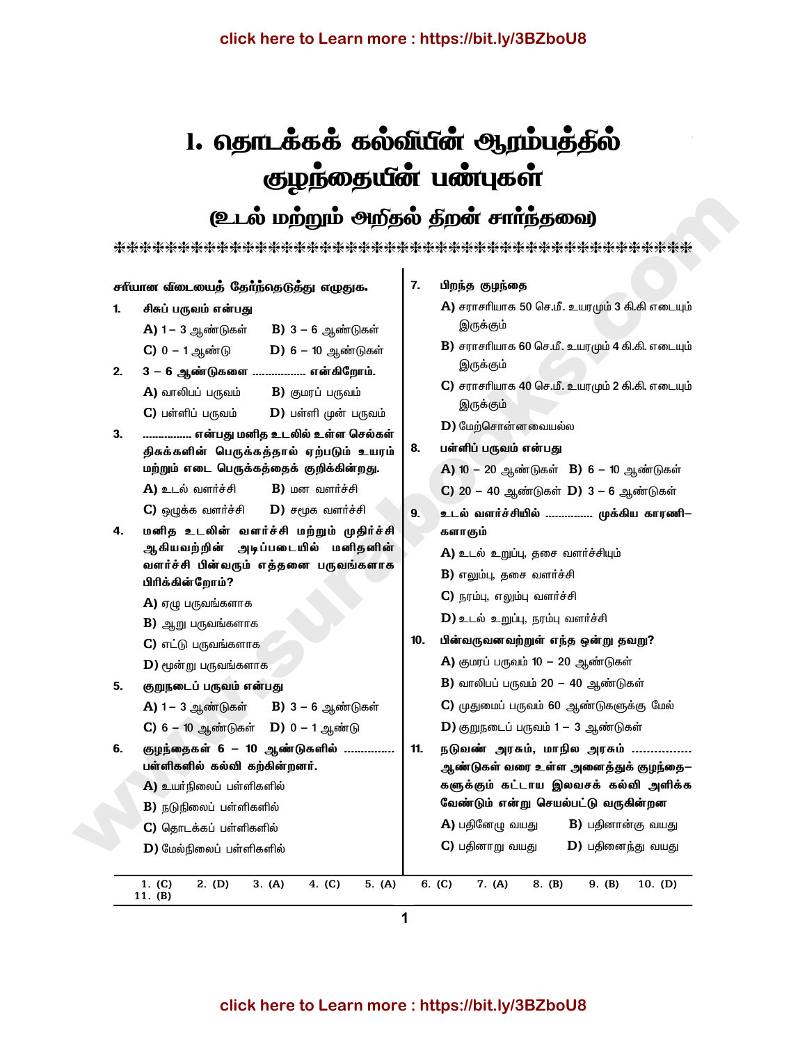# 1. தொடக்கக் கல்வியின் ஆரம்பத்தில் குழந்தையின் பண்புகள்

## (உடல் மற்றும் அறிதல் திறன் சார்ந்தவை)

**சரியான விடையைத் தேர்ந்தெடுத்து எழுதுக.**

**1. சிசுப் பருவம் என்பது**

A) 1 – 3 ஆண்டுகள் B) 3 – 6 ஆண்டுகள்
C) 0 – 1 ஆண்டு D) 6 – 10 ஆண்டுகள்

**2. 3 – 6 ஆண்டுகளை ................. என்கிறோம்.**

A) வாலிபப் பருவம் B) குமரப் பருவம்
C) பள்ளிப் பருவம் D) பள்ளி முன் பருவம்

**3. ................ என்பது மனித உடலில் உள்ள செல்கள் திசுக்களின் பெருக்கத்தால் ஏற்படும் உயரம் மற்றும் எடை பெருக்கத்தைக் குறிக்கின்றது.**

A) உடல் வளர்ச்சி B) மன வளர்ச்சி
C) ஒழுக்க வளர்ச்சி D) சமூக வளர்ச்சி

**4. மனித உடலின் வளர்ச்சி மற்றும் முதிர்ச்சி ஆகியவற்றின் அடிப்படையில் மனிதனின் வளர்ச்சி பின்வரும் எத்தனை பருவங்களாக பிரிக்கின்றோம்?**

A) ஏழு பருவங்களாக
B) ஆறு பருவங்களாக
C) எட்டு பருவங்களாக
D) மூன்று பருவங்களாக

**5. குறுநடைப் பருவம் என்பது**

A) 1 – 3 ஆண்டுகள் B) 3 – 6 ஆண்டுகள்
C) 6 – 10 ஆண்டுகள் D) 0 – 1 ஆண்டு

**6. குழந்தைகள் 6 – 10 ஆண்டுகளில் .............. பள்ளிகளில் கல்வி கற்கின்றனர்.**

A) உயர்நிலைப் பள்ளிகளில்
B) நடுநிலைப் பள்ளிகளில்
C) தொடக்கப் பள்ளிகளில்
D) மேல்நிலைப் பள்ளிகளில்

**7. பிறந்த குழந்தை**

A) சராசரியாக 50 செ.மீ. உயரமும் 3 கி.கி எடையும் இருக்கும்
B) சராசரியாக 60 செ.மீ. உயரமும் 4 கி.கி. எடையும் இருக்கும்
C) சராசரியாக 40 செ.மீ. உயரமும் 2 கி.கி. எடையும் இருக்கும்
D) மேற்சொன்னவையல்ல

**8. பள்ளிப் பருவம் என்பது**

A) 10 – 20 ஆண்டுகள் B) 6 – 10 ஆண்டுகள்
C) 20 – 40 ஆண்டுகள் D) 3 – 6 ஆண்டுகள்

**9. உடல் வளர்ச்சியில் ............... முக்கிய காரணிகளாகும்**

A) உடல் உறுப்பு, தசை வளர்ச்சியும்
B) எலும்பு, தசை வளர்ச்சி
C) நரம்பு, எலும்பு வளர்ச்சி
D) உடல் உறுப்பு, நரம்பு வளர்ச்சி

**10. பின்வருவனவற்றுள் எந்த ஒன்று தவறு?**

A) குமரப் பருவம் 10 – 20 ஆண்டுகள்
B) வாலிபப் பருவம் 20 – 40 ஆண்டுகள்
C) முதுமைப் பருவம் 60 ஆண்டுகளுக்கு மேல்
D) குறுநடைப் பருவம் 1 – 3 ஆண்டுகள்

**11. நடுவண் அரசும், மாநில அரசும் ................ ஆண்டுகள் வரை உள்ள அனைத்துக் குழந்தைகளுக்கும் கட்டாய இலவசக் கல்வி அளிக்க வேண்டும் என்று செயல்பட்டு வருகின்றன**

A) பதினேழு வயது B) பதினான்கு வயது
C) பதினாறு வயது D) பதினைந்து வயது

---

1. (C) 2. (D) 3. (A) 4. (C) 5. (A) 6. (C) 7. (A) 8. (B) 9. (B) 10. (D) 11. (B)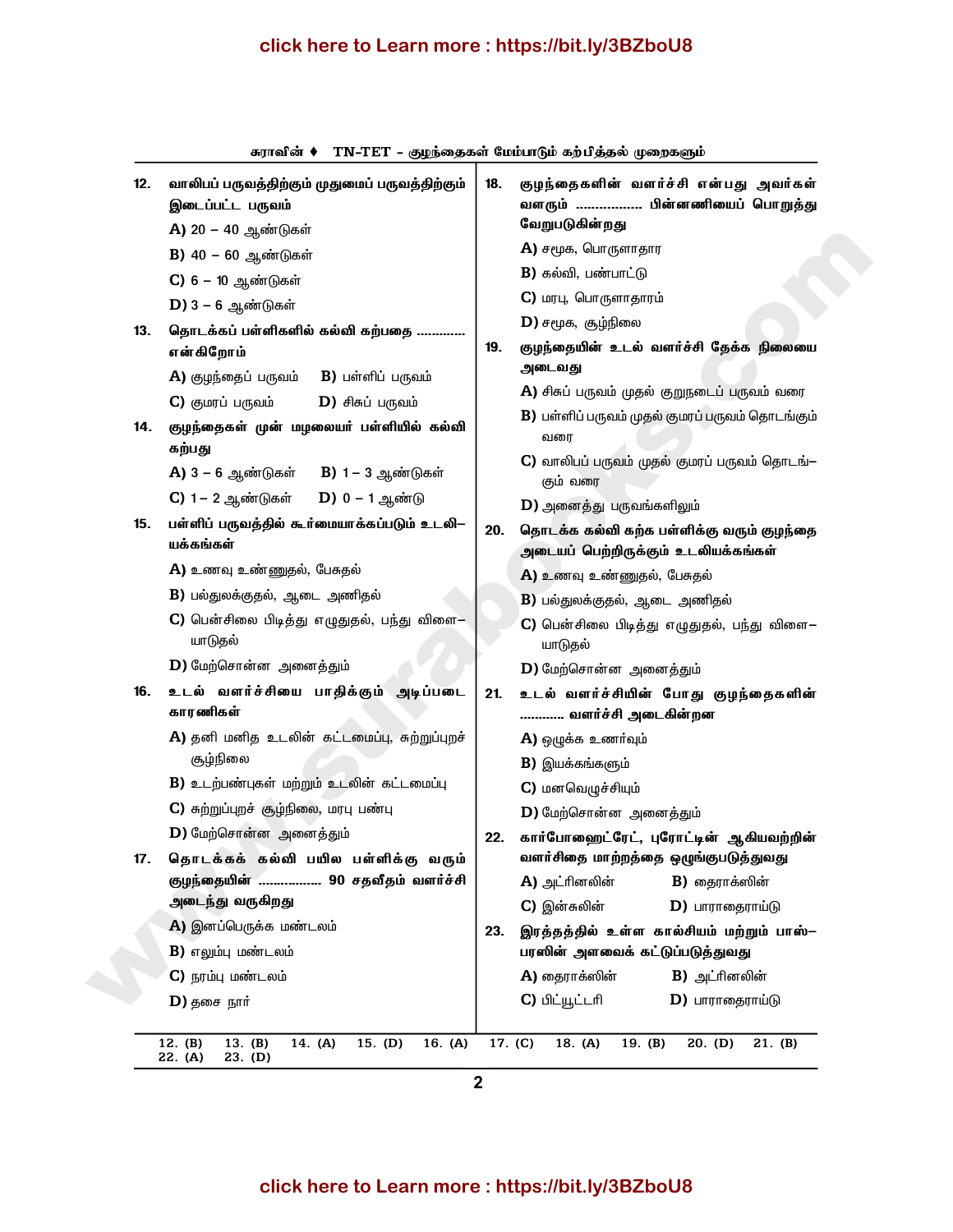12. வாலிபப் பருவத்திற்கும் முதுமைப் பருவத்திற்கும் இடைப்பட்ட பருவம்

A) 20 – 40 ஆண்டுகள்
B) 40 – 60 ஆண்டுகள்
C) 6 – 10 ஆண்டுகள்
D) 3 – 6 ஆண்டுகள்

13. தொடக்கப் பள்ளிகளில் கல்வி கற்பதை ............ என்கிறோம்

A) குழந்தைப் பருவம் B) பள்ளிப் பருவம்
C) குமரப் பருவம் D) சிசுப் பருவம்

14. குழந்தைகள் முன் மழலையர் பள்ளியில் கல்வி கற்பது

A) 3 – 6 ஆண்டுகள் B) 1 – 3 ஆண்டுகள்
C) 1 – 2 ஆண்டுகள் D) 0 – 1 ஆண்டு

15. பள்ளிப் பருவத்தில் கூர்மையாக்கப்படும் உடலியக்கங்கள்

A) உணவு உண்ணுதல், பேசுதல்
B) பல்துலக்குதல், ஆடை அணிதல்
C) பென்சிலை பிடித்து எழுதுதல், பந்து விளையாடுதல்
D) மேற்சொன்ன அனைத்தும்

16. உடல் வளர்ச்சியை பாதிக்கும் அடிப்படை காரணிகள்

A) தனி மனித உடலின் கட்டமைப்பு, சுற்றுப்புறச் சூழ்நிலை
B) உடற்பண்புகள் மற்றும் உடலின் கட்டமைப்பு
C) சுற்றுப்புறச் சூழ்நிலை, மரபு பண்பு
D) மேற்சொன்ன அனைத்தும்

17. தொடக்கக் கல்வி பயில பள்ளிக்கு வரும் குழந்தையின் ................ 90 சதவீதம் வளர்ச்சி அடைந்து வருகிறது

A) இனப்பெருக்க மண்டலம்
B) எலும்பு மண்டலம்
C) நரம்பு மண்டலம்
D) தசை நார்

18. குழந்தைகளின் வளர்ச்சி என்பது அவர்கள் வளரும் ................ பின்னணியைப் பொறுத்து வேறுபடுகின்றது

A) சமூக, பொருளாதார
B) கல்வி, பண்பாட்டு
C) மரபு, பொருளாதாரம்
D) சமூக, சூழ்நிலை

19. குழந்தையின் உடல் வளர்ச்சி தேக்க நிலையை அடைவது

A) சிசுப் பருவம் முதல் குறுநடைப் பருவம் வரை
B) பள்ளிப் பருவம் முதல் குமரப் பருவம் தொடங்கும் வரை
C) வாலிபப் பருவம் முதல் குமரப் பருவம் தொடங்கும் வரை
D) அனைத்து பருவங்களிலும்

20. தொடக்க கல்வி கற்க பள்ளிக்கு வரும் குழந்தை அடையப் பெற்றிருக்கும் உடலியக்கங்கள்

A) உணவு உண்ணுதல், பேசுதல்
B) பல்துலக்குதல், ஆடை அணிதல்
C) பென்சிலை பிடித்து எழுதுதல், பந்து விளையாடுதல்
D) மேற்சொன்ன அனைத்தும்

21. உடல் வளர்ச்சியின் போது குழந்தைகளின் ............ வளர்ச்சி அடைகின்றன

A) ஒழுக்க உணர்வும்
B) இயக்கங்களும்
C) மனவெழுச்சியும்
D) மேற்சொன்ன அனைத்தும்

22. கார்போஹைட்ரேட், புரோட்டின் ஆகியவற்றின் வளர்சிதை மாற்றத்தை ஒழுங்குபடுத்துவது

A) அட்ரினலின் B) தைராக்ஸின்
C) இன்சுலின் D) பாராதைராய்டு

23. இரத்தத்தில் உள்ள கால்சியம் மற்றும் பாஸ்பரஸின் அளவைக் கட்டுப்படுத்துவது

A) தைராக்ஸின் B) அட்ரினலின்
C) பிட்யூட்டரி D) பாராதைராய்டு

12. (B) 13. (B) 14. (A) 15. (D) 16. (A) 17. (C) 18. (A) 19. (B) 20. (D) 21. (B) 22. (A) 23. (D)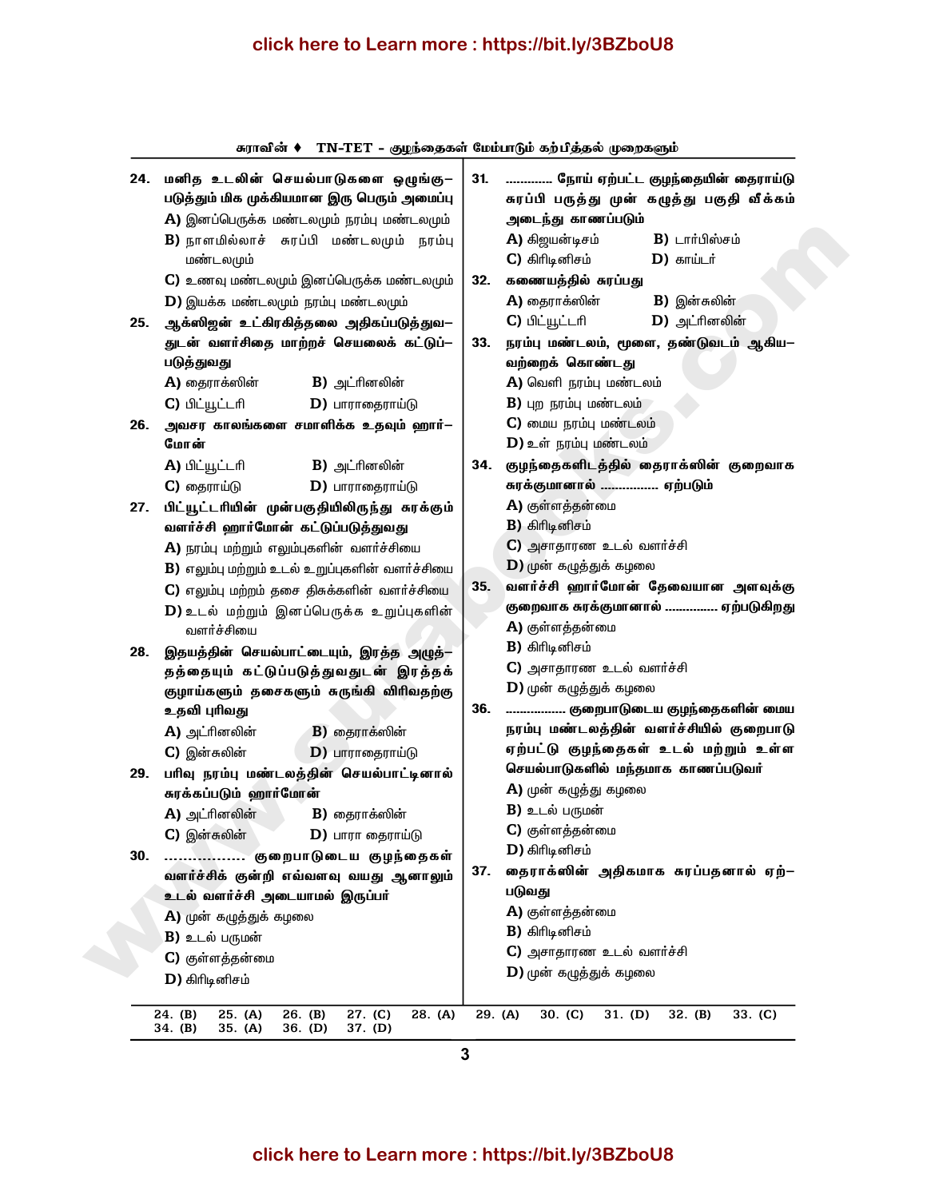**24. மனித உடலின் செயல்பாடுகளை ஒழுங்குபடுத்தும் மிக முக்கியமான இரு பெரும் அமைப்பு**

**A)** இனப்பெருக்க மண்டலமும் நரம்பு மண்டலமும்

**B)** நாளமில்லாச் சுரப்பி மண்டலமும் நரம்பு மண்டலமும்

**C)** உணவு மண்டலமும் இனப்பெருக்க மண்டலமும்

**D)** இயக்க மண்டலமும் நரம்பு மண்டலமும்

**25. ஆக்ஸிஜன் உட்கிரகித்தலை அதிகப்படுத்துவதுடன் வளர்சிதை மாற்றச் செயலைக் கட்டுப்படுத்துவது**

**A)** தைராக்ஸின் **B)** அட்ரினலின்

**C)** பிட்யூட்டரி **D)** பாராதைராய்டு

**26. அவசர காலங்களை சமாளிக்க உதவும் ஹார்மோன்**

**A)** பிட்யூட்டரி **B)** அட்ரினலின்

**C)** தைராய்டு **D)** பாராதைராய்டு

**27. பிட்யூட்டரியின் முன்பகுதியிலிருந்து சுரக்கும் வளர்ச்சி ஹார்மோன் கட்டுப்படுத்துவது**

**A)** நரம்பு மற்றும் எலும்புகளின் வளர்ச்சியை

**B)** எலும்பு மற்றும் உடல் உறுப்புகளின் வளர்ச்சியை

**C)** எலும்பு மற்றும் தசை திசுக்களின் வளர்ச்சியை

**D)** உடல் மற்றும் இனப்பெருக்க உறுப்புகளின் வளர்ச்சியை

**28. இதயத்தின் செயல்பாட்டையும், இரத்த அழுத்தத்தையும் கட்டுப்படுத்துவதுடன் இரத்தக் குழாய்களும் தசைகளும் சுருங்கி விரிவதற்கு உதவி புரிவது**

**A)** அட்ரினலின் **B)** தைராக்ஸின்

**C)** இன்சுலின் **D)** பாராதைராய்டு

**29. பரிவு நரம்பு மண்டலத்தின் செயல்பாட்டினால் சுரக்கப்படும் ஹார்மோன்**

**A)** அட்ரினலின் **B)** தைராக்ஸின்

**C)** இன்சுலின் **D)** பாரா தைராய்டு

**30. ................. குறைபாடுடைய குழந்தைகள் வளர்ச்சிக் குன்றி எவ்வளவு வயது ஆனாலும் உடல் வளர்ச்சி அடையாமல் இருப்பர்**

**A)** முன் கழுத்துக் கழலை

**B)** உடல் பருமன்

**C)** குள்ளத்தன்மை

**D)** கிரிடினிசம்

**31. ............ நோய் ஏற்பட்ட குழந்தையின் தைராய்டு சுரப்பி பருத்து முன் கழுத்து பகுதி வீக்கம் அடைந்து காணப்படும்**

**A)** கிஜயன்டிசம் **B)** டார்பிஸ்சம்

**C)** கிரிடினிசம் **D)** காய்டர்

**32. கணையத்தில் சுரப்பது**

**A)** தைராக்ஸின் **B)** இன்சுலின்

**C)** பிட்யூட்டரி **D)** அட்ரினலின்

**33. நரம்பு மண்டலம், மூளை, தண்டுவடம் ஆகியவற்றைக் கொண்டது**

**A)** வெளி நரம்பு மண்டலம்

**B)** புற நரம்பு மண்டலம்

**C)** மைய நரம்பு மண்டலம்

**D)** உள் நரம்பு மண்டலம்

**34. குழந்தைகளிடத்தில் தைராக்ஸின் குறைவாக சுரக்குமானால் ................ ஏற்படும்**

**A)** குள்ளத்தன்மை

**B)** கிரிடினிசம்

**C)** அசாதாரண உடல் வளர்ச்சி

**D)** முன் கழுத்துக் கழலை

**35. வளர்ச்சி ஹார்மோன் தேவையான அளவுக்கு குறைவாக சுரக்குமானால் .............. ஏற்படுகிறது**

**A)** குள்ளத்தன்மை

**B)** கிரிடினிசம்

**C)** அசாதாரண உடல் வளர்ச்சி

**D)** முன் கழுத்துக் கழலை

**36. ................ குறைபாடுடைய குழந்தைகளின் மைய நரம்பு மண்டலத்தின் வளர்ச்சியில் குறைபாடு ஏற்பட்டு குழந்தைகள் உடல் மற்றும் உள்ள செயல்பாடுகளில் மந்தமாக காணப்படுவர்**

**A)** முன் கழுத்து கழலை

**B)** உடல் பருமன்

**C)** குள்ளத்தன்மை

**D)** கிரிடினிசம்

**37. தைராக்ஸின் அதிகமாக சுரப்பதனால் ஏற்படுவது**

**A)** குள்ளத்தன்மை

**B)** கிரிடினிசம்

**C)** அசாதாரண உடல் வளர்ச்சி

**D)** முன் கழுத்துக் கழலை

---

24. (B) 25. (A) 26. (B) 27. (C) 28. (A) 29. (A) 30. (C) 31. (D) 32. (B) 33. (C)
34. (B) 35. (A) 36. (D) 37. (D)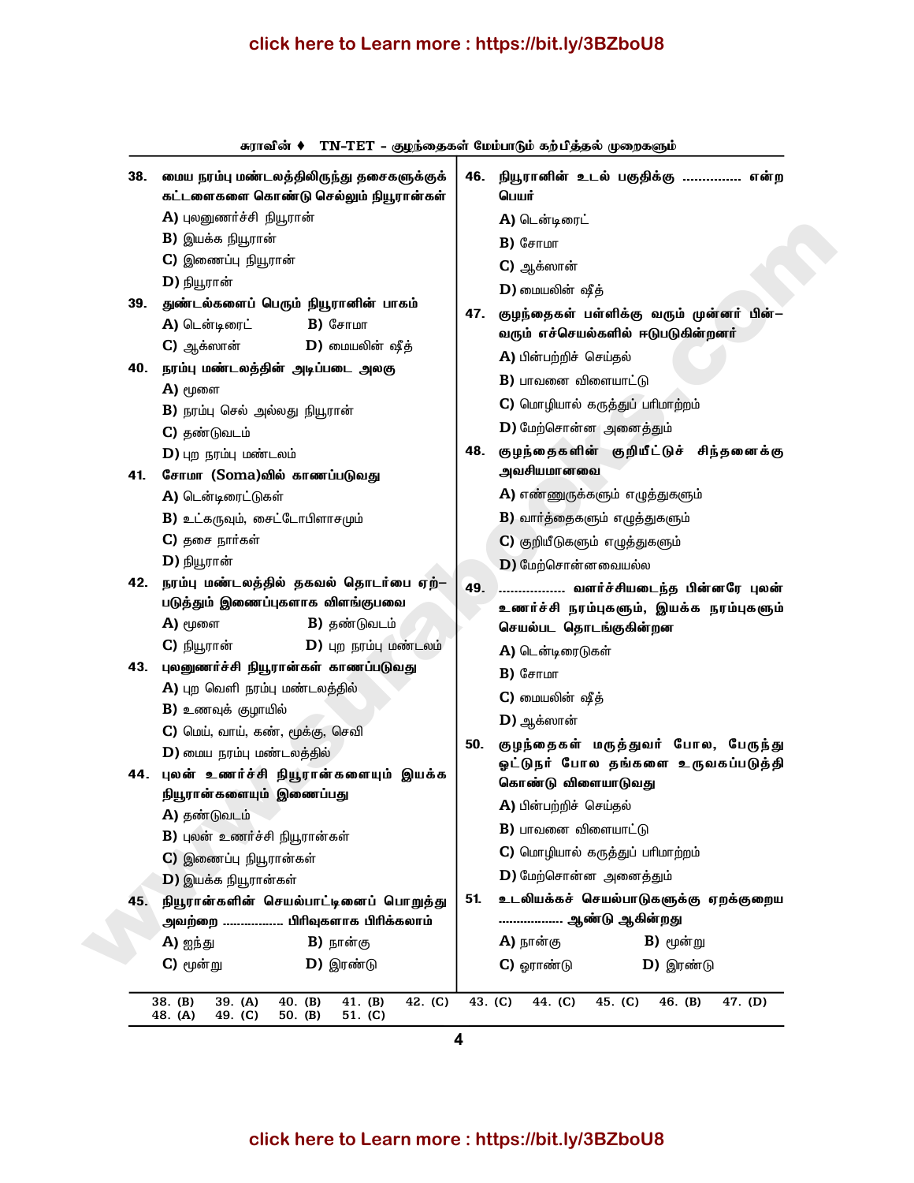38. **மைய நரம்பு மண்டலத்திலிருந்து தசைகளுக்குக் கட்டளைகளை கொண்டு செல்லும் நியூரான்கள்**

A) புலனுணர்ச்சி நியூரான்
B) இயக்க நியூரான்
C) இணைப்பு நியூரான்
D) நியூரான்

39. **துண்டல்களைப் பெறும் நியூரானின் பாகம்**

A) டென்டிரைட்
B) சோமா
C) ஆக்ஸான்
D) மையலின் ஷீத்

40. **நரம்பு மண்டலத்தின் அடிப்படை அலகு**

A) மூளை
B) நரம்பு செல் அல்லது நியூரான்
C) தண்டுவடம்
D) புற நரம்பு மண்டலம்

41. **சோமா (Soma)வில் காணப்படுவது**

A) டென்டிரைட்டுகள்
B) உட்கருவும், சைட்டோபிளாசமும்
C) தசை நார்கள்
D) நியூரான்

42. **நரம்பு மண்டலத்தில் தகவல் தொடர்பை ஏற்படுத்தும் இணைப்புகளாக விளங்குபவை**

A) மூளை
B) தண்டுவடம்
C) நியூரான்
D) புற நரம்பு மண்டலம்

43. **புலனுணர்ச்சி நியூரான்கள் காணப்படுவது**

A) புற வெளி நரம்பு மண்டலத்தில்
B) உணவுக் குழாயில்
C) மெய், வாய், கண், மூக்கு, செவி
D) மைய நரம்பு மண்டலத்தில்

44. **புலன் உணர்ச்சி நியூரான்களையும் இயக்க நியூரான்களையும் இணைப்பது**

A) தண்டுவடம்
B) புலன் உணர்ச்சி நியூரான்கள்
C) இணைப்பு நியூரான்கள்
D) இயக்க நியூரான்கள்

45. **நியூரான்களின் செயல்பாட்டினைப் பொறுத்து அவற்றை ................. பிரிவுகளாக பிரிக்கலாம்**

A) ஐந்து
B) நான்கு
C) மூன்று
D) இரண்டு

46. **நியூரானின் உடல் பகுதிக்கு ............... என்ற பெயர்**

A) டென்டிரைட்
B) சோமா
C) ஆக்ஸான்
D) மையலின் ஷீத்

47. **குழந்தைகள் பள்ளிக்கு வரும் முன்னர் பின்வரும் எச்செயல்களில் ஈடுபடுகின்றனர்**

A) பின்பற்றிச் செய்தல்
B) பாவனை விளையாட்டு
C) மொழியால் கருத்துப் பரிமாற்றம்
D) மேற்சொன்ன அனைத்தும்

48. **குழந்தைகளின் குறியீட்டுச் சிந்தனைக்கு அவசியமானவை**

A) எண்ணுருக்களும் எழுத்துகளும்
B) வார்த்தைகளும் எழுத்துகளும்
C) குறியீடுகளும் எழுத்துகளும்
D) மேற்சொன்னவையல்ல

49. **................. வளர்ச்சியடைந்த பின்னரே புலன் உணர்ச்சி நரம்புகளும், இயக்க நரம்புகளும் செயல்பட தொடங்குகின்றன**

A) டென்டிரைடுகள்
B) சோமா
C) மையலின் ஷீத்
D) ஆக்ஸான்

50. **குழந்தைகள் மருத்துவர் போல, பேருந்து ஓட்டுநர் போல தங்களை உருவகப்படுத்தி கொண்டு விளையாடுவது**

A) பின்பற்றிச் செய்தல்
B) பாவனை விளையாட்டு
C) மொழியால் கருத்துப் பரிமாற்றம்
D) மேற்சொன்ன அனைத்தும்

51. **உடலியக்கச் செயல்பாடுகளுக்கு ஏறக்குறைய ................. ஆண்டு ஆகின்றது**

A) நான்கு
B) மூன்று
C) ஓராண்டு
D) இரண்டு

38. (B) 39. (A) 40. (B) 41. (B) 42. (C) 43. (C) 44. (C) 45. (C) 46. (B) 47. (D)
48. (A) 49. (C) 50. (B) 51. (C)